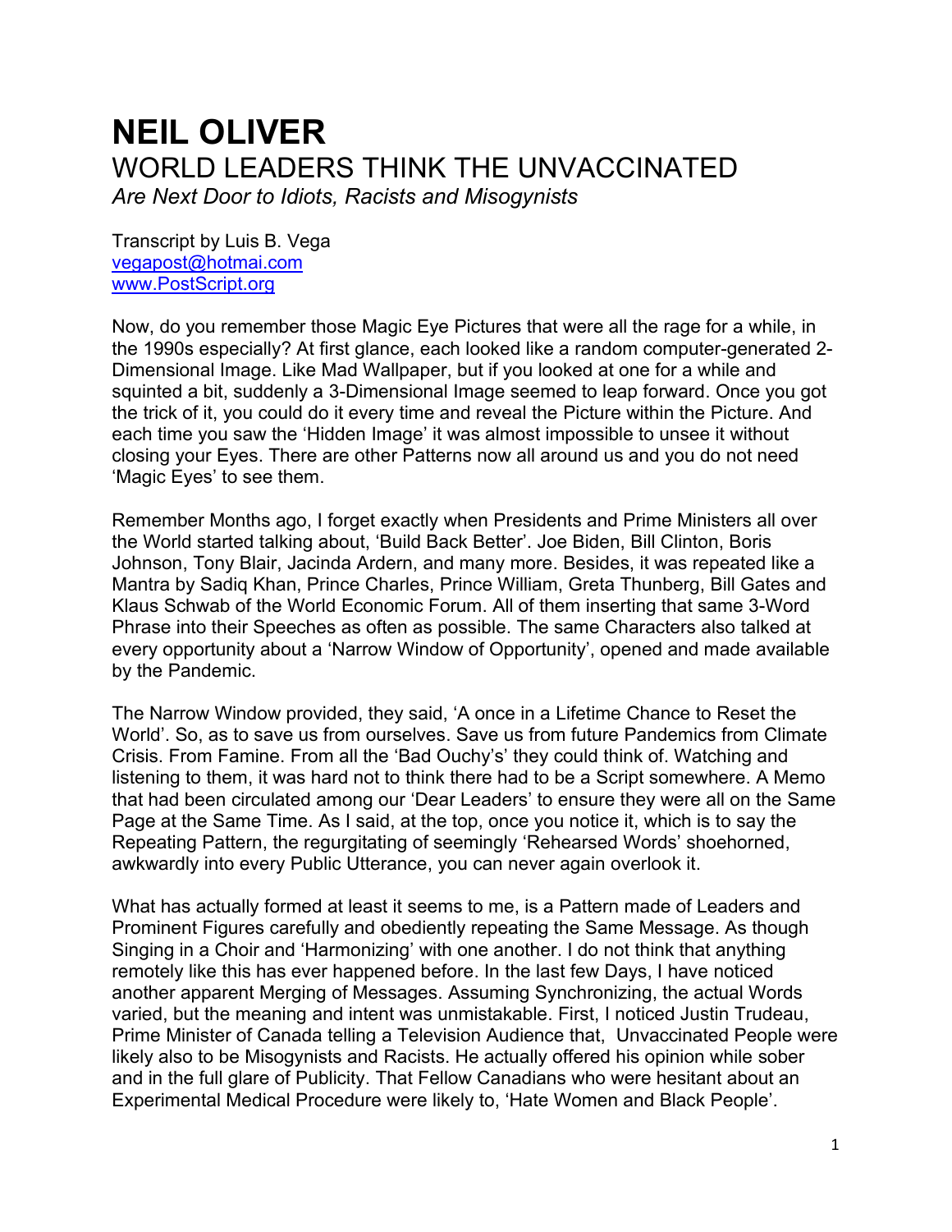# NEIL OLIVER

## WORLD LEADERS THINK THE UNVACCINATED

*Are Next Door to Idiots, Racists and Misogynists*

Transcript by Luis B. Vega
vegapost@hotmai.com
www.PostScript.org

Now, do you remember those Magic Eye Pictures that were all the rage for a while, in the 1990s especially? At first glance, each looked like a random computer-generated 2-Dimensional Image. Like Mad Wallpaper, but if you looked at one for a while and squinted a bit, suddenly a 3-Dimensional Image seemed to leap forward. Once you got the trick of it, you could do it every time and reveal the Picture within the Picture. And each time you saw the 'Hidden Image' it was almost impossible to unsee it without closing your Eyes. There are other Patterns now all around us and you do not need 'Magic Eyes' to see them.

Remember Months ago, I forget exactly when Presidents and Prime Ministers all over the World started talking about, 'Build Back Better'. Joe Biden, Bill Clinton, Boris Johnson, Tony Blair, Jacinda Ardern, and many more. Besides, it was repeated like a Mantra by Sadiq Khan, Prince Charles, Prince William, Greta Thunberg, Bill Gates and Klaus Schwab of the World Economic Forum. All of them inserting that same 3-Word Phrase into their Speeches as often as possible. The same Characters also talked at every opportunity about a 'Narrow Window of Opportunity', opened and made available by the Pandemic.

The Narrow Window provided, they said, 'A once in a Lifetime Chance to Reset the World'. So, as to save us from ourselves. Save us from future Pandemics from Climate Crisis. From Famine. From all the 'Bad Ouchy's' they could think of. Watching and listening to them, it was hard not to think there had to be a Script somewhere. A Memo that had been circulated among our 'Dear Leaders' to ensure they were all on the Same Page at the Same Time. As I said, at the top, once you notice it, which is to say the Repeating Pattern, the regurgitating of seemingly 'Rehearsed Words' shoehorned, awkwardly into every Public Utterance, you can never again overlook it.

What has actually formed at least it seems to me, is a Pattern made of Leaders and Prominent Figures carefully and obediently repeating the Same Message. As though Singing in a Choir and 'Harmonizing' with one another. I do not think that anything remotely like this has ever happened before. In the last few Days, I have noticed another apparent Merging of Messages. Assuming Synchronizing, the actual Words varied, but the meaning and intent was unmistakable. First, I noticed Justin Trudeau, Prime Minister of Canada telling a Television Audience that, Unvaccinated People were likely also to be Misogynists and Racists. He actually offered his opinion while sober and in the full glare of Publicity. That Fellow Canadians who were hesitant about an Experimental Medical Procedure were likely to, 'Hate Women and Black People'.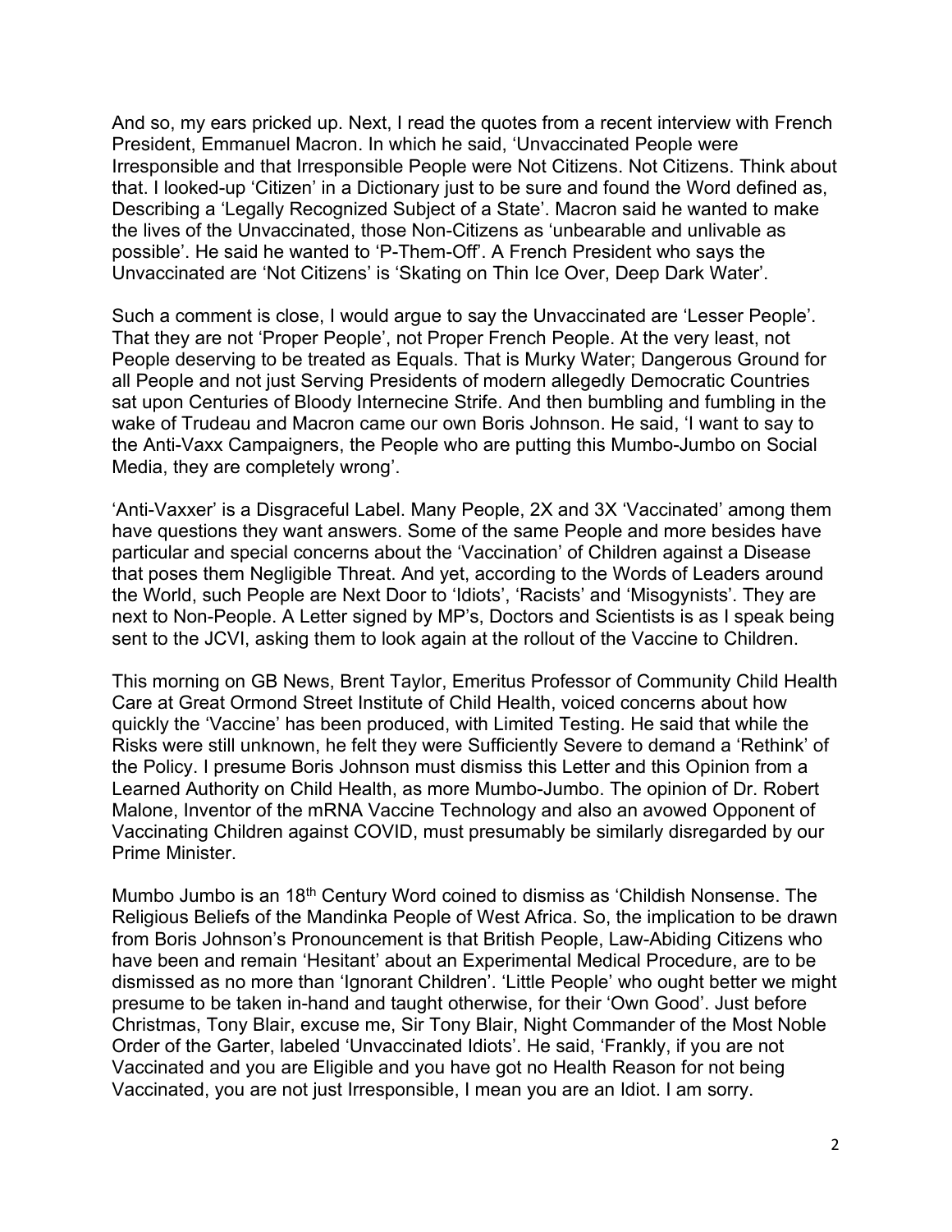And so, my ears pricked up. Next, I read the quotes from a recent interview with French President, Emmanuel Macron. In which he said, 'Unvaccinated People were Irresponsible and that Irresponsible People were Not Citizens. Not Citizens. Think about that. I looked-up 'Citizen' in a Dictionary just to be sure and found the Word defined as, Describing a 'Legally Recognized Subject of a State'. Macron said he wanted to make the lives of the Unvaccinated, those Non-Citizens as 'unbearable and unlivable as possible'. He said he wanted to 'P-Them-Off'. A French President who says the Unvaccinated are 'Not Citizens' is 'Skating on Thin Ice Over, Deep Dark Water'.

Such a comment is close, I would argue to say the Unvaccinated are 'Lesser People'. That they are not 'Proper People', not Proper French People. At the very least, not People deserving to be treated as Equals. That is Murky Water; Dangerous Ground for all People and not just Serving Presidents of modern allegedly Democratic Countries sat upon Centuries of Bloody Internecine Strife. And then bumbling and fumbling in the wake of Trudeau and Macron came our own Boris Johnson. He said, 'I want to say to the Anti-Vaxx Campaigners, the People who are putting this Mumbo-Jumbo on Social Media, they are completely wrong'.

'Anti-Vaxxer' is a Disgraceful Label. Many People, 2X and 3X 'Vaccinated' among them have questions they want answers. Some of the same People and more besides have particular and special concerns about the 'Vaccination' of Children against a Disease that poses them Negligible Threat. And yet, according to the Words of Leaders around the World, such People are Next Door to 'Idiots', 'Racists' and 'Misogynists'. They are next to Non-People. A Letter signed by MP's, Doctors and Scientists is as I speak being sent to the JCVI, asking them to look again at the rollout of the Vaccine to Children.

This morning on GB News, Brent Taylor, Emeritus Professor of Community Child Health Care at Great Ormond Street Institute of Child Health, voiced concerns about how quickly the 'Vaccine' has been produced, with Limited Testing. He said that while the Risks were still unknown, he felt they were Sufficiently Severe to demand a 'Rethink' of the Policy. I presume Boris Johnson must dismiss this Letter and this Opinion from a Learned Authority on Child Health, as more Mumbo-Jumbo. The opinion of Dr. Robert Malone, Inventor of the mRNA Vaccine Technology and also an avowed Opponent of Vaccinating Children against COVID, must presumably be similarly disregarded by our Prime Minister.

Mumbo Jumbo is an 18th Century Word coined to dismiss as 'Childish Nonsense. The Religious Beliefs of the Mandinka People of West Africa. So, the implication to be drawn from Boris Johnson's Pronouncement is that British People, Law-Abiding Citizens who have been and remain 'Hesitant' about an Experimental Medical Procedure, are to be dismissed as no more than 'Ignorant Children'. 'Little People' who ought better we might presume to be taken in-hand and taught otherwise, for their 'Own Good'. Just before Christmas, Tony Blair, excuse me, Sir Tony Blair, Night Commander of the Most Noble Order of the Garter, labeled 'Unvaccinated Idiots'. He said, 'Frankly, if you are not Vaccinated and you are Eligible and you have got no Health Reason for not being Vaccinated, you are not just Irresponsible, I mean you are an Idiot. I am sorry.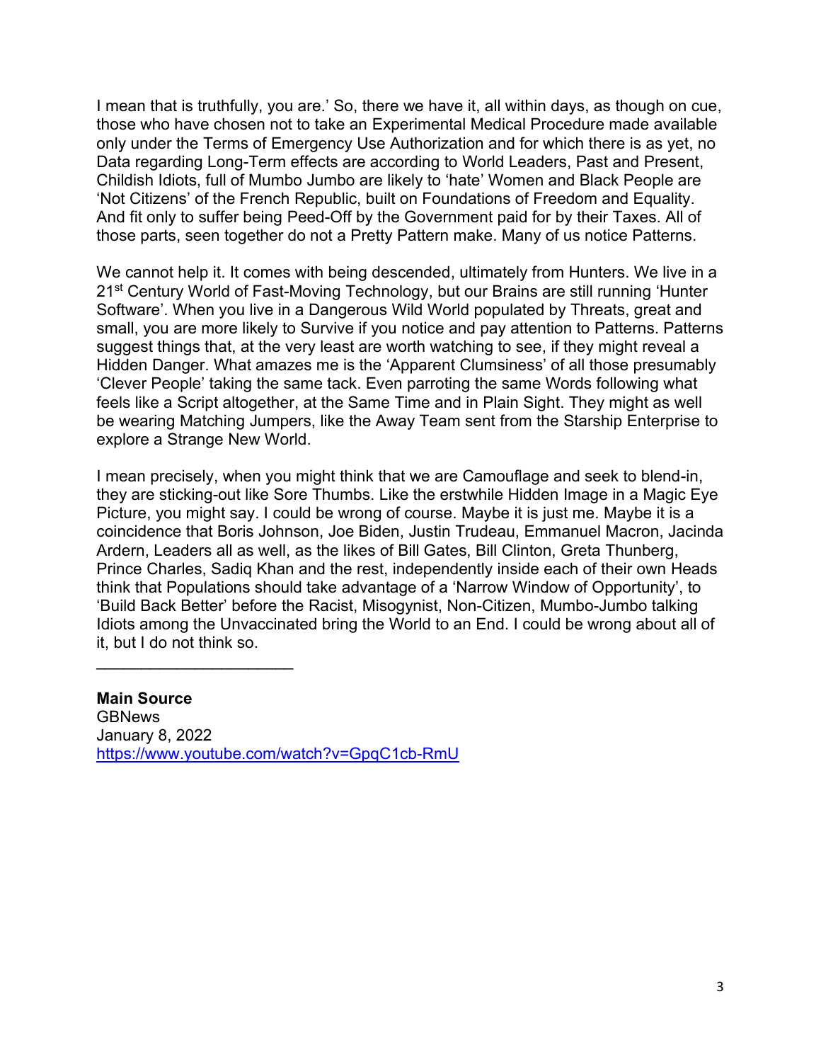I mean that is truthfully, you are.' So, there we have it, all within days, as though on cue, those who have chosen not to take an Experimental Medical Procedure made available only under the Terms of Emergency Use Authorization and for which there is as yet, no Data regarding Long-Term effects are according to World Leaders, Past and Present, Childish Idiots, full of Mumbo Jumbo are likely to 'hate' Women and Black People are 'Not Citizens' of the French Republic, built on Foundations of Freedom and Equality. And fit only to suffer being Peed-Off by the Government paid for by their Taxes. All of those parts, seen together do not a Pretty Pattern make. Many of us notice Patterns.

We cannot help it. It comes with being descended, ultimately from Hunters. We live in a 21st Century World of Fast-Moving Technology, but our Brains are still running 'Hunter Software'. When you live in a Dangerous Wild World populated by Threats, great and small, you are more likely to Survive if you notice and pay attention to Patterns. Patterns suggest things that, at the very least are worth watching to see, if they might reveal a Hidden Danger. What amazes me is the 'Apparent Clumsiness' of all those presumably 'Clever People' taking the same tack. Even parroting the same Words following what feels like a Script altogether, at the Same Time and in Plain Sight. They might as well be wearing Matching Jumpers, like the Away Team sent from the Starship Enterprise to explore a Strange New World.

I mean precisely, when you might think that we are Camouflage and seek to blend-in, they are sticking-out like Sore Thumbs. Like the erstwhile Hidden Image in a Magic Eye Picture, you might say. I could be wrong of course. Maybe it is just me. Maybe it is a coincidence that Boris Johnson, Joe Biden, Justin Trudeau, Emmanuel Macron, Jacinda Ardern, Leaders all as well, as the likes of Bill Gates, Bill Clinton, Greta Thunberg, Prince Charles, Sadiq Khan and the rest, independently inside each of their own Heads think that Populations should take advantage of a 'Narrow Window of Opportunity', to 'Build Back Better' before the Racist, Misogynist, Non-Citizen, Mumbo-Jumbo talking Idiots among the Unvaccinated bring the World to an End. I could be wrong about all of it, but I do not think so.

______________________

**Main Source**
GBNews
January 8, 2022
https://www.youtube.com/watch?v=GpqC1cb-RmU